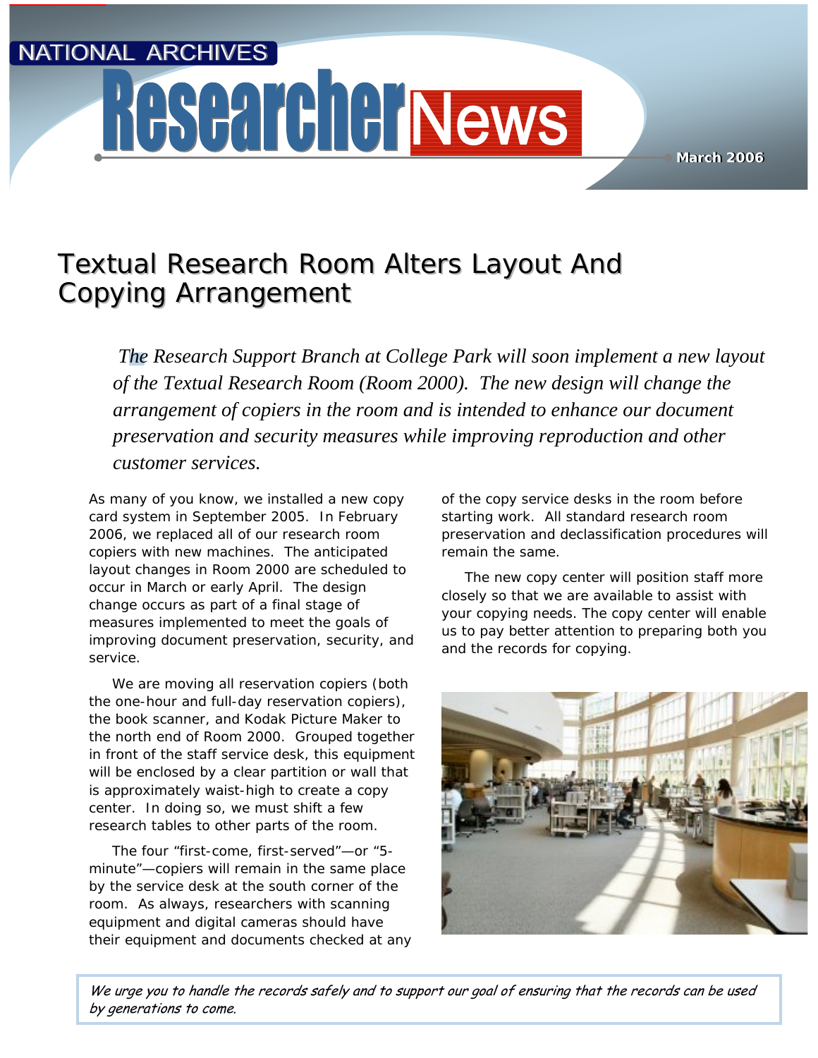NATIONAL ARCHIVES

# Researcher News

March 2006

## Textual Research Room Alters Layout And Copying Arrangement

*The Research Support Branch at College Park will soon implement a new layout of the Textual Research Room (Room 2000). The new design will change the arrangement of copiers in the room and is intended to enhance our document preservation and security measures while improving reproduction and other customer services.*

As many of you know, we installed a new copy card system in September 2005. In February 2006, we replaced all of our research room copiers with new machines. The anticipated layout changes in Room 2000 are scheduled to occur in March or early April. The design change occurs as part of a final stage of measures implemented to meet the goals of improving document preservation, security, and service.

We are moving all reservation copiers (both the one-hour and full-day reservation copiers), the book scanner, and Kodak Picture Maker to the north end of Room 2000. Grouped together in front of the staff service desk, this equipment will be enclosed by a clear partition or wall that is approximately waist-high to create a copy center. In doing so, we must shift a few research tables to other parts of the room.

The four "first-come, first-served"—or "5-minute"—copiers will remain in the same place by the service desk at the south corner of the room. As always, researchers with scanning equipment and digital cameras should have their equipment and documents checked at any of the copy service desks in the room before starting work. All standard research room preservation and declassification procedures will remain the same.

The new copy center will position staff more closely so that we are available to assist with your copying needs. The copy center will enable us to pay better attention to preparing both you and the records for copying.

*We urge you to handle the records safely and to support our goal of ensuring that the records can be used by generations to come.*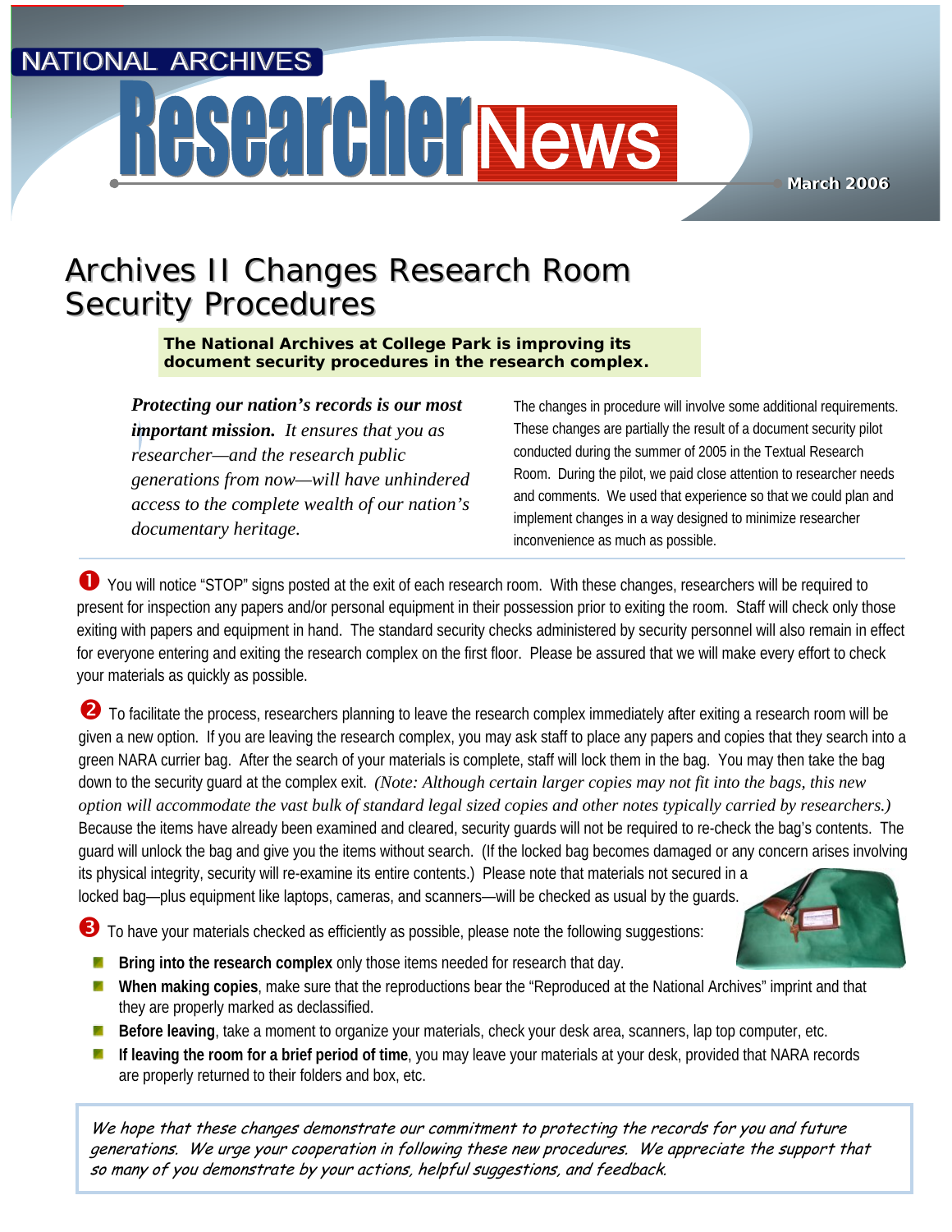NATIONAL ARCHIVES

# Researcher News

March 2006

## Archives II Changes Research Room Security Procedures

**The National Archives at College Park is improving its document security procedures in the research complex.**

***Protecting our nation's records is our most important mission.*** *It ensures that you as researcher—and the research public generations from now—will have unhindered access to the complete wealth of our nation's documentary heritage.*

The changes in procedure will involve some additional requirements. These changes are partially the result of a document security pilot conducted during the summer of 2005 in the Textual Research Room. During the pilot, we paid close attention to researcher needs and comments. We used that experience so that we could plan and implement changes in a way designed to minimize researcher inconvenience as much as possible.

❶ You will notice "STOP" signs posted at the exit of each research room. With these changes, researchers will be required to present for inspection any papers and/or personal equipment in their possession prior to exiting the room. Staff will check only those exiting with papers and equipment in hand. The standard security checks administered by security personnel will also remain in effect for everyone entering and exiting the research complex on the first floor. Please be assured that we will make every effort to check your materials as quickly as possible.

❷ To facilitate the process, researchers planning to leave the research complex immediately after exiting a research room will be given a new option. If you are leaving the research complex, you may ask staff to place any papers and copies that they search into a green NARA currier bag. After the search of your materials is complete, staff will lock them in the bag. You may then take the bag down to the security guard at the complex exit. *(Note: Although certain larger copies may not fit into the bags, this new option will accommodate the vast bulk of standard legal sized copies and other notes typically carried by researchers.)* Because the items have already been examined and cleared, security guards will not be required to re-check the bag's contents. The guard will unlock the bag and give you the items without search. (If the locked bag becomes damaged or any concern arises involving its physical integrity, security will re-examine its entire contents.) Please note that materials not secured in a locked bag—plus equipment like laptops, cameras, and scanners—will be checked as usual by the guards.

❸ To have your materials checked as efficiently as possible, please note the following suggestions:

- **Bring into the research complex** only those items needed for research that day.
- **When making copies**, make sure that the reproductions bear the "Reproduced at the National Archives" imprint and that they are properly marked as declassified.
- **Before leaving**, take a moment to organize your materials, check your desk area, scanners, lap top computer, etc.
- **If leaving the room for a brief period of time**, you may leave your materials at your desk, provided that NARA records are properly returned to their folders and box, etc.

*We hope that these changes demonstrate our commitment to protecting the records for you and future generations. We urge your cooperation in following these new procedures. We appreciate the support that so many of you demonstrate by your actions, helpful suggestions, and feedback.*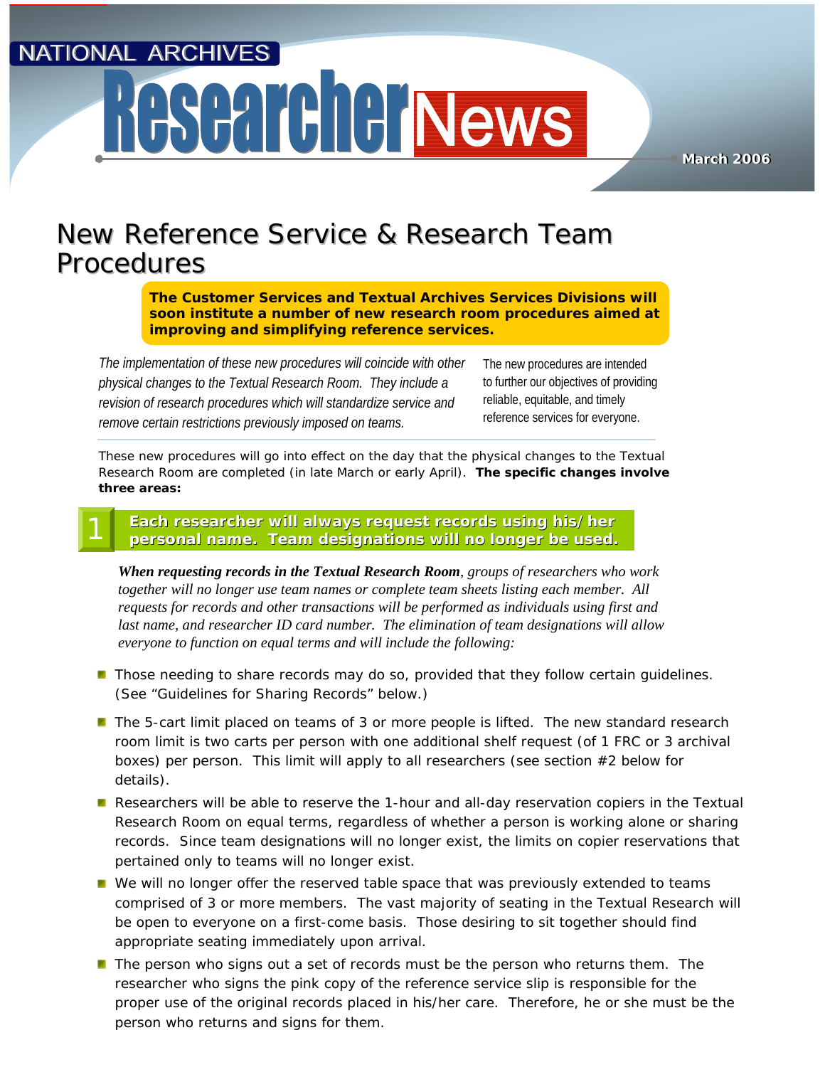NATIONAL ARCHIVES

# Researcher News

March 2006

## New Reference Service & Research Team Procedures

**The Customer Services and Textual Archives Services Divisions will soon institute a number of new research room procedures aimed at improving and simplifying reference services.**

*The implementation of these new procedures will coincide with other physical changes to the Textual Research Room. They include a revision of research procedures which will standardize service and remove certain restrictions previously imposed on teams.*

The new procedures are intended to further our objectives of providing reliable, equitable, and timely reference services for everyone.

These new procedures will go into effect on the day that the physical changes to the Textual Research Room are completed (in late March or early April). **The specific changes involve three areas:**

### 1 Each researcher will always request records using his/her personal name. Team designations will no longer be used.

***When requesting records in the Textual Research Room**, groups of researchers who work together will no longer use team names or complete team sheets listing each member. All requests for records and other transactions will be performed as individuals using first and last name, and researcher ID card number. The elimination of team designations will allow everyone to function on equal terms and will include the following:*

- Those needing to share records may do so, provided that they follow certain guidelines. (See “Guidelines for Sharing Records” below.)
- The 5-cart limit placed on teams of 3 or more people is lifted. The new standard research room limit is two carts per person with one additional shelf request (of 1 FRC or 3 archival boxes) per person. This limit will apply to all researchers (see section #2 below for details).
- Researchers will be able to reserve the 1-hour and all-day reservation copiers in the Textual Research Room on equal terms, regardless of whether a person is working alone or sharing records. Since team designations will no longer exist, the limits on copier reservations that pertained only to teams will no longer exist.
- We will no longer offer the reserved table space that was previously extended to teams comprised of 3 or more members. The vast majority of seating in the Textual Research will be open to everyone on a first-come basis. Those desiring to sit together should find appropriate seating immediately upon arrival.
- The person who signs out a set of records must be the person who returns them. The researcher who signs the pink copy of the reference service slip is responsible for the proper use of the original records placed in his/her care. Therefore, he or she must be the person who returns and signs for them.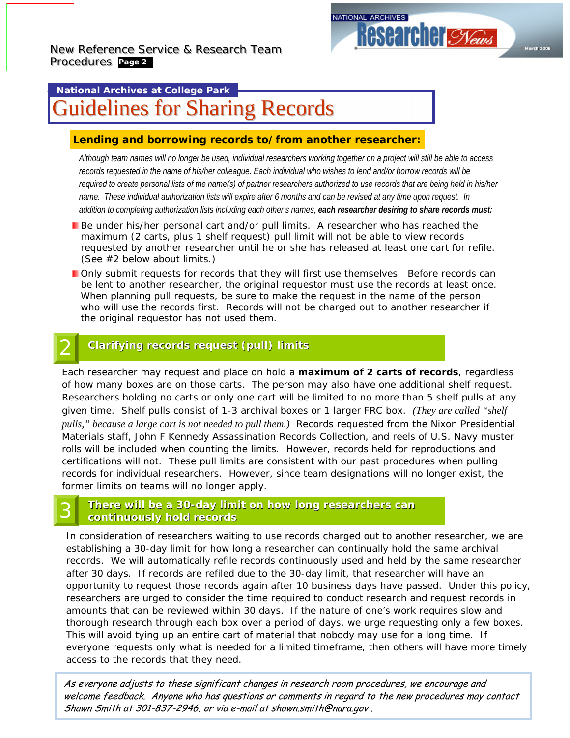National Archives at College Park

# Guidelines for Sharing Records

### Lending and borrowing records to/from another researcher:

*Although team names will no longer be used, individual researchers working together on a project will still be able to access records requested in the name of his/her colleague. Each individual who wishes to lend and/or borrow records will be required to create personal lists of the name(s) of partner researchers authorized to use records that are being held in his/her name. These individual authorization lists will expire after 6 months and can be revised at any time upon request. In addition to completing authorization lists including each other's names,* ***each researcher desiring to share records must:***

- Be under his/her personal cart and/or pull limits. A researcher who has reached the maximum (2 carts, plus 1 shelf request) pull limit will not be able to view records requested by another researcher until he or she has released at least one cart for refile. (See #2 below about limits.)
- Only submit requests for records that they will first use themselves. Before records can be lent to another researcher, the original requestor must use the records at least once. When planning pull requests, be sure to make the request in the name of the person who will use the records first. Records will not be charged out to another researcher if the original requestor has not used them.

## 2 Clarifying records request (pull) limits

Each researcher may request and place on hold a **maximum of 2 carts of records**, regardless of how many boxes are on those carts. The person may also have one additional shelf request. Researchers holding no carts or only one cart will be limited to no more than 5 shelf pulls at any given time. Shelf pulls consist of 1-3 archival boxes or 1 larger FRC box. *(They are called "shelf pulls," because a large cart is not needed to pull them.)* Records requested from the Nixon Presidential Materials staff, John F Kennedy Assassination Records Collection, and reels of U.S. Navy muster rolls will be included when counting the limits. However, records held for reproductions and certifications will not. These pull limits are consistent with our past procedures when pulling records for individual researchers. However, since team designations will no longer exist, the former limits on teams will no longer apply.

## 3 There will be a 30-day limit on how long researchers can continuously hold records

In consideration of researchers waiting to use records charged out to another researcher, we are establishing a 30-day limit for how long a researcher can continually hold the same archival records. We will automatically refile records continuously used and held by the same researcher after 30 days. If records are refiled due to the 30-day limit, that researcher will have an opportunity to request those records again after 10 business days have passed. Under this policy, researchers are urged to consider the time required to conduct research and request records in amounts that can be reviewed within 30 days. If the nature of one's work requires slow and thorough research through each box over a period of days, we urge requesting only a few boxes. This will avoid tying up an entire cart of material that nobody may use for a long time. If everyone requests only what is needed for a limited timeframe, then others will have more timely access to the records that they need.

*As everyone adjusts to these significant changes in research room procedures, we encourage and welcome feedback. Anyone who has questions or comments in regard to the new procedures may contact Shawn Smith at 301-837-2946, or via e-mail at shawn.smith@nara.gov .*